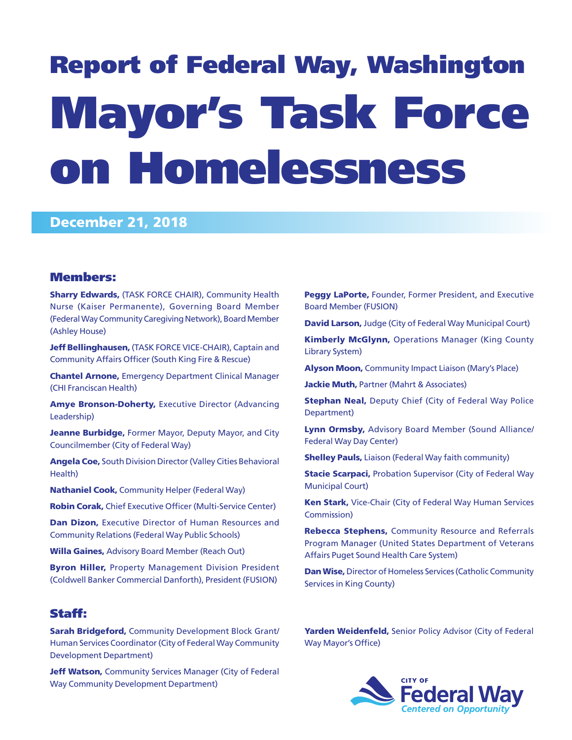# Report of Federal Way, Washington

# Mayor's Task Force on Homelessness

**December 21, 2018**

## Members:

**Sharry Edwards,** (TASK FORCE CHAIR), Community Health Nurse (Kaiser Permanente), Governing Board Member (Federal Way Community Caregiving Network), Board Member (Ashley House)

**Jeff Bellinghausen,** (TASK FORCE VICE-CHAIR), Captain and Community Affairs Officer (South King Fire & Rescue)

**Chantel Arnone,** Emergency Department Clinical Manager (CHI Franciscan Health)

**Amye Bronson-Doherty,** Executive Director (Advancing Leadership)

**Jeanne Burbidge,** Former Mayor, Deputy Mayor, and City Councilmember (City of Federal Way)

**Angela Coe,** South Division Director (Valley Cities Behavioral Health)

**Nathaniel Cook,** Community Helper (Federal Way)

**Robin Corak,** Chief Executive Officer (Multi-Service Center)

**Dan Dizon,** Executive Director of Human Resources and Community Relations (Federal Way Public Schools)

**Willa Gaines,** Advisory Board Member (Reach Out)

**Byron Hiller,** Property Management Division President (Coldwell Banker Commercial Danforth), President (FUSION)

**Peggy LaPorte,** Founder, Former President, and Executive Board Member (FUSION)

**David Larson,** Judge (City of Federal Way Municipal Court)

**Kimberly McGlynn,** Operations Manager (King County Library System)

**Alyson Moon,** Community Impact Liaison (Mary's Place)

**Jackie Muth,** Partner (Mahrt & Associates)

**Stephan Neal,** Deputy Chief (City of Federal Way Police Department)

**Lynn Ormsby,** Advisory Board Member (Sound Alliance/ Federal Way Day Center)

**Shelley Pauls,** Liaison (Federal Way faith community)

**Stacie Scarpaci,** Probation Supervisor (City of Federal Way Municipal Court)

**Ken Stark,** Vice-Chair (City of Federal Way Human Services Commission)

**Rebecca Stephens,** Community Resource and Referrals Program Manager (United States Department of Veterans Affairs Puget Sound Health Care System)

**Dan Wise,** Director of Homeless Services (Catholic Community Services in King County)

## Staff:

**Sarah Bridgeford,** Community Development Block Grant/ Human Services Coordinator (City of Federal Way Community Development Department)

**Jeff Watson,** Community Services Manager (City of Federal Way Community Development Department)

**Yarden Weidenfeld,** Senior Policy Advisor (City of Federal Way Mayor's Office)

CITY OF Federal Way *Centered on Opportunity*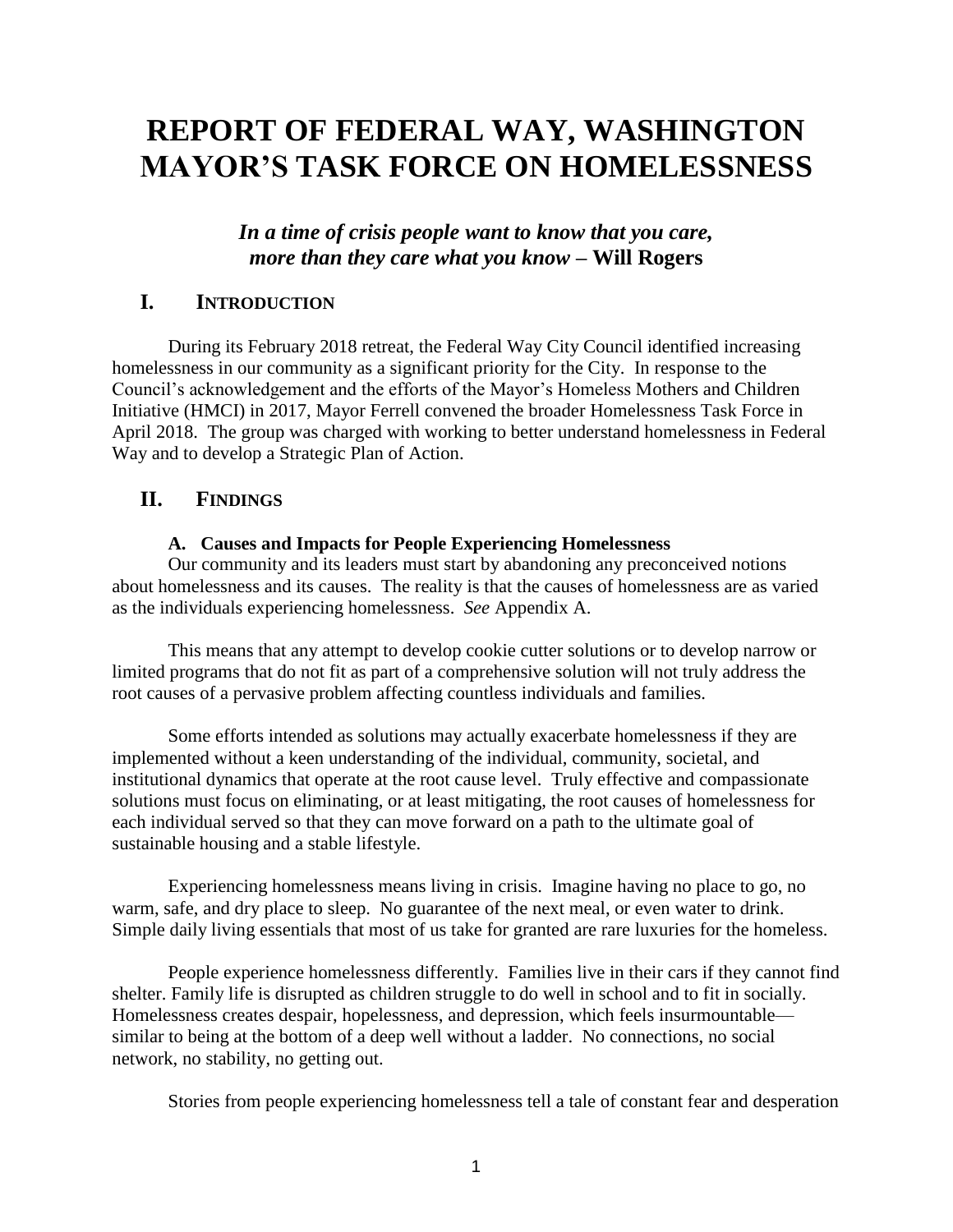# REPORT OF FEDERAL WAY, WASHINGTON MAYOR'S TASK FORCE ON HOMELESSNESS

***In a time of crisis people want to know that you care, more than they care what you know* – Will Rogers**

## I. INTRODUCTION

During its February 2018 retreat, the Federal Way City Council identified increasing homelessness in our community as a significant priority for the City. In response to the Council's acknowledgement and the efforts of the Mayor's Homeless Mothers and Children Initiative (HMCI) in 2017, Mayor Ferrell convened the broader Homelessness Task Force in April 2018. The group was charged with working to better understand homelessness in Federal Way and to develop a Strategic Plan of Action.

## II. FINDINGS

### A. Causes and Impacts for People Experiencing Homelessness

Our community and its leaders must start by abandoning any preconceived notions about homelessness and its causes. The reality is that the causes of homelessness are as varied as the individuals experiencing homelessness. *See* Appendix A.

This means that any attempt to develop cookie cutter solutions or to develop narrow or limited programs that do not fit as part of a comprehensive solution will not truly address the root causes of a pervasive problem affecting countless individuals and families.

Some efforts intended as solutions may actually exacerbate homelessness if they are implemented without a keen understanding of the individual, community, societal, and institutional dynamics that operate at the root cause level. Truly effective and compassionate solutions must focus on eliminating, or at least mitigating, the root causes of homelessness for each individual served so that they can move forward on a path to the ultimate goal of sustainable housing and a stable lifestyle.

Experiencing homelessness means living in crisis. Imagine having no place to go, no warm, safe, and dry place to sleep. No guarantee of the next meal, or even water to drink. Simple daily living essentials that most of us take for granted are rare luxuries for the homeless.

People experience homelessness differently. Families live in their cars if they cannot find shelter. Family life is disrupted as children struggle to do well in school and to fit in socially. Homelessness creates despair, hopelessness, and depression, which feels insurmountable—similar to being at the bottom of a deep well without a ladder. No connections, no social network, no stability, no getting out.

Stories from people experiencing homelessness tell a tale of constant fear and desperation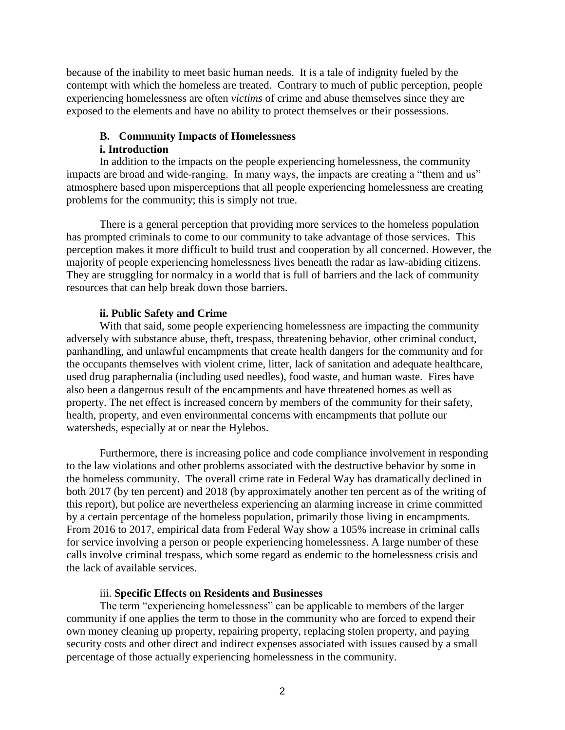because of the inability to meet basic human needs. It is a tale of indignity fueled by the contempt with which the homeless are treated. Contrary to much of public perception, people experiencing homelessness are often *victims* of crime and abuse themselves since they are exposed to the elements and have no ability to protect themselves or their possessions.

### B. Community Impacts of Homelessness

#### i. Introduction

In addition to the impacts on the people experiencing homelessness, the community impacts are broad and wide-ranging. In many ways, the impacts are creating a "them and us" atmosphere based upon misperceptions that all people experiencing homelessness are creating problems for the community; this is simply not true.

There is a general perception that providing more services to the homeless population has prompted criminals to come to our community to take advantage of those services. This perception makes it more difficult to build trust and cooperation by all concerned. However, the majority of people experiencing homelessness lives beneath the radar as law-abiding citizens. They are struggling for normalcy in a world that is full of barriers and the lack of community resources that can help break down those barriers.

#### ii. Public Safety and Crime

With that said, some people experiencing homelessness are impacting the community adversely with substance abuse, theft, trespass, threatening behavior, other criminal conduct, panhandling, and unlawful encampments that create health dangers for the community and for the occupants themselves with violent crime, litter, lack of sanitation and adequate healthcare, used drug paraphernalia (including used needles), food waste, and human waste. Fires have also been a dangerous result of the encampments and have threatened homes as well as property. The net effect is increased concern by members of the community for their safety, health, property, and even environmental concerns with encampments that pollute our watersheds, especially at or near the Hylebos.

Furthermore, there is increasing police and code compliance involvement in responding to the law violations and other problems associated with the destructive behavior by some in the homeless community. The overall crime rate in Federal Way has dramatically declined in both 2017 (by ten percent) and 2018 (by approximately another ten percent as of the writing of this report), but police are nevertheless experiencing an alarming increase in crime committed by a certain percentage of the homeless population, primarily those living in encampments. From 2016 to 2017, empirical data from Federal Way show a 105% increase in criminal calls for service involving a person or people experiencing homelessness. A large number of these calls involve criminal trespass, which some regard as endemic to the homelessness crisis and the lack of available services.

#### iii. Specific Effects on Residents and Businesses

The term "experiencing homelessness" can be applicable to members of the larger community if one applies the term to those in the community who are forced to expend their own money cleaning up property, repairing property, replacing stolen property, and paying security costs and other direct and indirect expenses associated with issues caused by a small percentage of those actually experiencing homelessness in the community.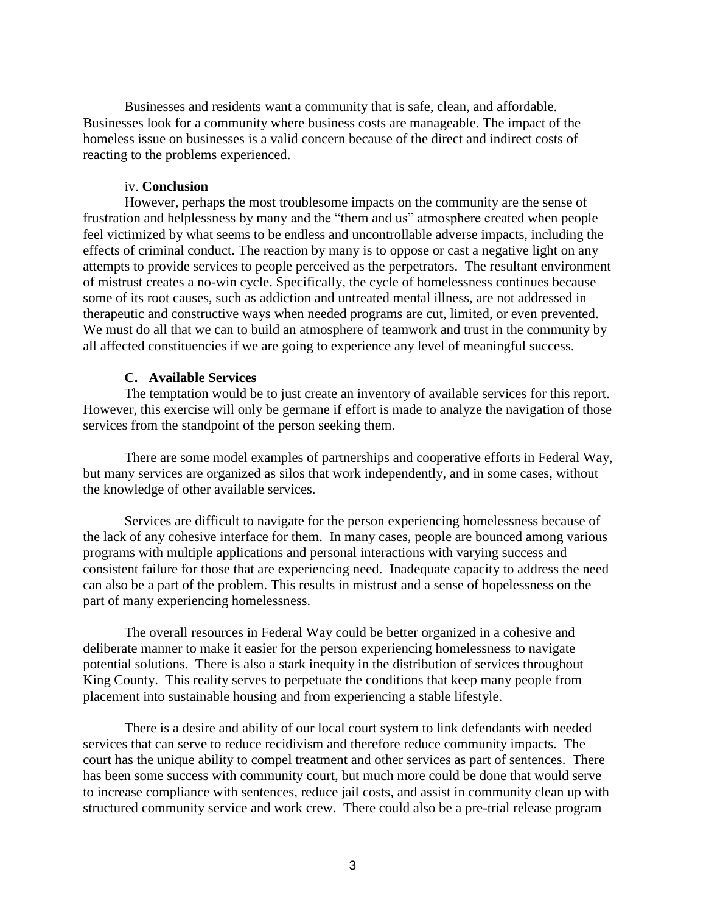Businesses and residents want a community that is safe, clean, and affordable. Businesses look for a community where business costs are manageable. The impact of the homeless issue on businesses is a valid concern because of the direct and indirect costs of reacting to the problems experienced.

iv. **Conclusion**

However, perhaps the most troublesome impacts on the community are the sense of frustration and helplessness by many and the "them and us" atmosphere created when people feel victimized by what seems to be endless and uncontrollable adverse impacts, including the effects of criminal conduct. The reaction by many is to oppose or cast a negative light on any attempts to provide services to people perceived as the perpetrators. The resultant environment of mistrust creates a no-win cycle. Specifically, the cycle of homelessness continues because some of its root causes, such as addiction and untreated mental illness, are not addressed in therapeutic and constructive ways when needed programs are cut, limited, or even prevented. We must do all that we can to build an atmosphere of teamwork and trust in the community by all affected constituencies if we are going to experience any level of meaningful success.

### C. Available Services

The temptation would be to just create an inventory of available services for this report. However, this exercise will only be germane if effort is made to analyze the navigation of those services from the standpoint of the person seeking them.

There are some model examples of partnerships and cooperative efforts in Federal Way, but many services are organized as silos that work independently, and in some cases, without the knowledge of other available services.

Services are difficult to navigate for the person experiencing homelessness because of the lack of any cohesive interface for them. In many cases, people are bounced among various programs with multiple applications and personal interactions with varying success and consistent failure for those that are experiencing need. Inadequate capacity to address the need can also be a part of the problem. This results in mistrust and a sense of hopelessness on the part of many experiencing homelessness.

The overall resources in Federal Way could be better organized in a cohesive and deliberate manner to make it easier for the person experiencing homelessness to navigate potential solutions. There is also a stark inequity in the distribution of services throughout King County. This reality serves to perpetuate the conditions that keep many people from placement into sustainable housing and from experiencing a stable lifestyle.

There is a desire and ability of our local court system to link defendants with needed services that can serve to reduce recidivism and therefore reduce community impacts. The court has the unique ability to compel treatment and other services as part of sentences. There has been some success with community court, but much more could be done that would serve to increase compliance with sentences, reduce jail costs, and assist in community clean up with structured community service and work crew. There could also be a pre-trial release program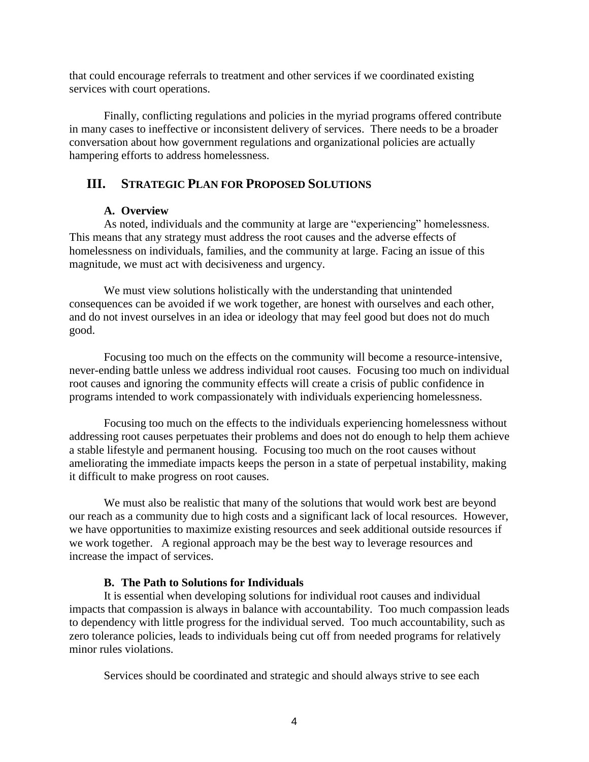that could encourage referrals to treatment and other services if we coordinated existing services with court operations.

Finally, conflicting regulations and policies in the myriad programs offered contribute in many cases to ineffective or inconsistent delivery of services. There needs to be a broader conversation about how government regulations and organizational policies are actually hampering efforts to address homelessness.

## III. STRATEGIC PLAN FOR PROPOSED SOLUTIONS

### A. Overview

As noted, individuals and the community at large are "experiencing" homelessness. This means that any strategy must address the root causes and the adverse effects of homelessness on individuals, families, and the community at large. Facing an issue of this magnitude, we must act with decisiveness and urgency.

We must view solutions holistically with the understanding that unintended consequences can be avoided if we work together, are honest with ourselves and each other, and do not invest ourselves in an idea or ideology that may feel good but does not do much good.

Focusing too much on the effects on the community will become a resource-intensive, never-ending battle unless we address individual root causes. Focusing too much on individual root causes and ignoring the community effects will create a crisis of public confidence in programs intended to work compassionately with individuals experiencing homelessness.

Focusing too much on the effects to the individuals experiencing homelessness without addressing root causes perpetuates their problems and does not do enough to help them achieve a stable lifestyle and permanent housing. Focusing too much on the root causes without ameliorating the immediate impacts keeps the person in a state of perpetual instability, making it difficult to make progress on root causes.

We must also be realistic that many of the solutions that would work best are beyond our reach as a community due to high costs and a significant lack of local resources. However, we have opportunities to maximize existing resources and seek additional outside resources if we work together. A regional approach may be the best way to leverage resources and increase the impact of services.

### B. The Path to Solutions for Individuals

It is essential when developing solutions for individual root causes and individual impacts that compassion is always in balance with accountability. Too much compassion leads to dependency with little progress for the individual served. Too much accountability, such as zero tolerance policies, leads to individuals being cut off from needed programs for relatively minor rules violations.

Services should be coordinated and strategic and should always strive to see each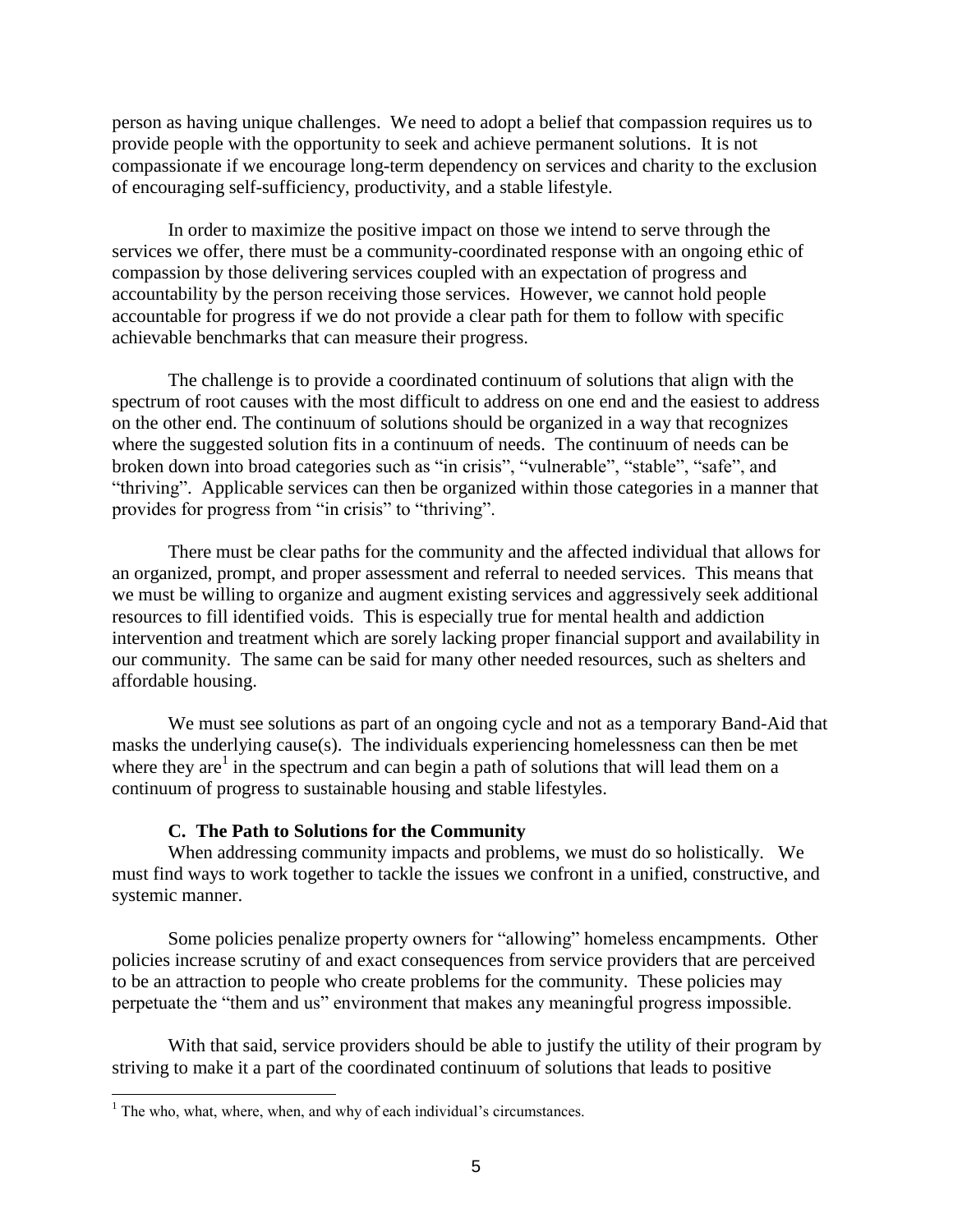person as having unique challenges. We need to adopt a belief that compassion requires us to provide people with the opportunity to seek and achieve permanent solutions. It is not compassionate if we encourage long-term dependency on services and charity to the exclusion of encouraging self-sufficiency, productivity, and a stable lifestyle.

In order to maximize the positive impact on those we intend to serve through the services we offer, there must be a community-coordinated response with an ongoing ethic of compassion by those delivering services coupled with an expectation of progress and accountability by the person receiving those services. However, we cannot hold people accountable for progress if we do not provide a clear path for them to follow with specific achievable benchmarks that can measure their progress.

The challenge is to provide a coordinated continuum of solutions that align with the spectrum of root causes with the most difficult to address on one end and the easiest to address on the other end. The continuum of solutions should be organized in a way that recognizes where the suggested solution fits in a continuum of needs. The continuum of needs can be broken down into broad categories such as "in crisis", "vulnerable", "stable", "safe", and "thriving". Applicable services can then be organized within those categories in a manner that provides for progress from "in crisis" to "thriving".

There must be clear paths for the community and the affected individual that allows for an organized, prompt, and proper assessment and referral to needed services. This means that we must be willing to organize and augment existing services and aggressively seek additional resources to fill identified voids. This is especially true for mental health and addiction intervention and treatment which are sorely lacking proper financial support and availability in our community. The same can be said for many other needed resources, such as shelters and affordable housing.

We must see solutions as part of an ongoing cycle and not as a temporary Band-Aid that masks the underlying cause(s). The individuals experiencing homelessness can then be met where they are[1] in the spectrum and can begin a path of solutions that will lead them on a continuum of progress to sustainable housing and stable lifestyles.

### C. The Path to Solutions for the Community

When addressing community impacts and problems, we must do so holistically. We must find ways to work together to tackle the issues we confront in a unified, constructive, and systemic manner.

Some policies penalize property owners for "allowing" homeless encampments. Other policies increase scrutiny of and exact consequences from service providers that are perceived to be an attraction to people who create problems for the community. These policies may perpetuate the "them and us" environment that makes any meaningful progress impossible.

With that said, service providers should be able to justify the utility of their program by striving to make it a part of the coordinated continuum of solutions that leads to positive

[1] The who, what, where, when, and why of each individual's circumstances.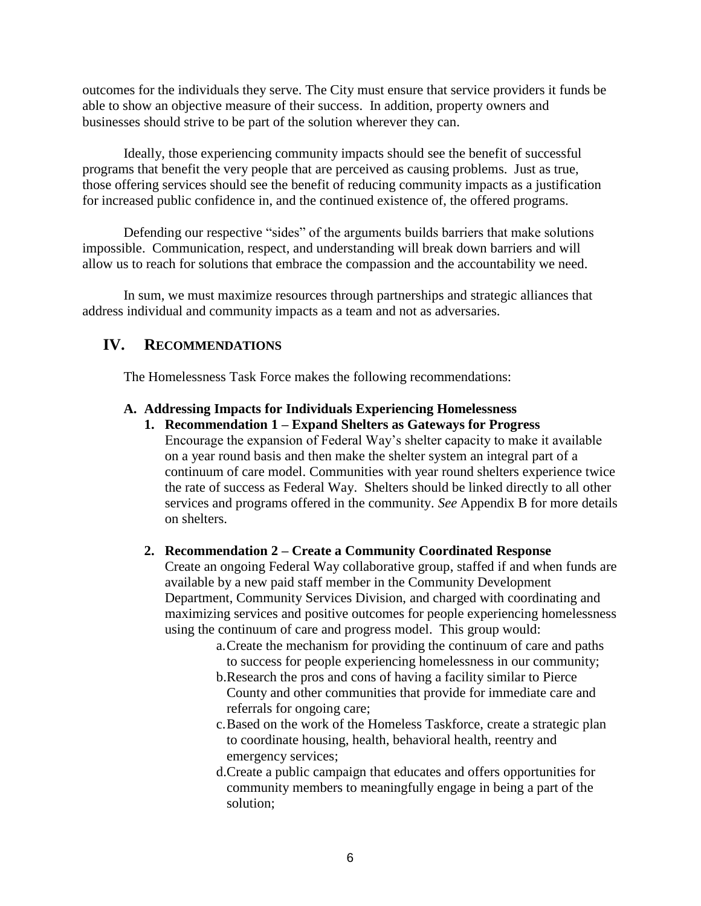outcomes for the individuals they serve. The City must ensure that service providers it funds be able to show an objective measure of their success. In addition, property owners and businesses should strive to be part of the solution wherever they can.

Ideally, those experiencing community impacts should see the benefit of successful programs that benefit the very people that are perceived as causing problems. Just as true, those offering services should see the benefit of reducing community impacts as a justification for increased public confidence in, and the continued existence of, the offered programs.

Defending our respective "sides" of the arguments builds barriers that make solutions impossible. Communication, respect, and understanding will break down barriers and will allow us to reach for solutions that embrace the compassion and the accountability we need.

In sum, we must maximize resources through partnerships and strategic alliances that address individual and community impacts as a team and not as adversaries.

## IV. RECOMMENDATIONS

The Homelessness Task Force makes the following recommendations:

### A. Addressing Impacts for Individuals Experiencing Homelessness

1. **Recommendation 1 – Expand Shelters as Gateways for Progress**
   Encourage the expansion of Federal Way's shelter capacity to make it available on a year round basis and then make the shelter system an integral part of a continuum of care model. Communities with year round shelters experience twice the rate of success as Federal Way. Shelters should be linked directly to all other services and programs offered in the community. *See* Appendix B for more details on shelters.

2. **Recommendation 2 – Create a Community Coordinated Response**
   Create an ongoing Federal Way collaborative group, staffed if and when funds are available by a new paid staff member in the Community Development Department, Community Services Division, and charged with coordinating and maximizing services and positive outcomes for people experiencing homelessness using the continuum of care and progress model. This group would:
   a. Create the mechanism for providing the continuum of care and paths to success for people experiencing homelessness in our community;
   b. Research the pros and cons of having a facility similar to Pierce County and other communities that provide for immediate care and referrals for ongoing care;
   c. Based on the work of the Homeless Taskforce, create a strategic plan to coordinate housing, health, behavioral health, reentry and emergency services;
   d. Create a public campaign that educates and offers opportunities for community members to meaningfully engage in being a part of the solution;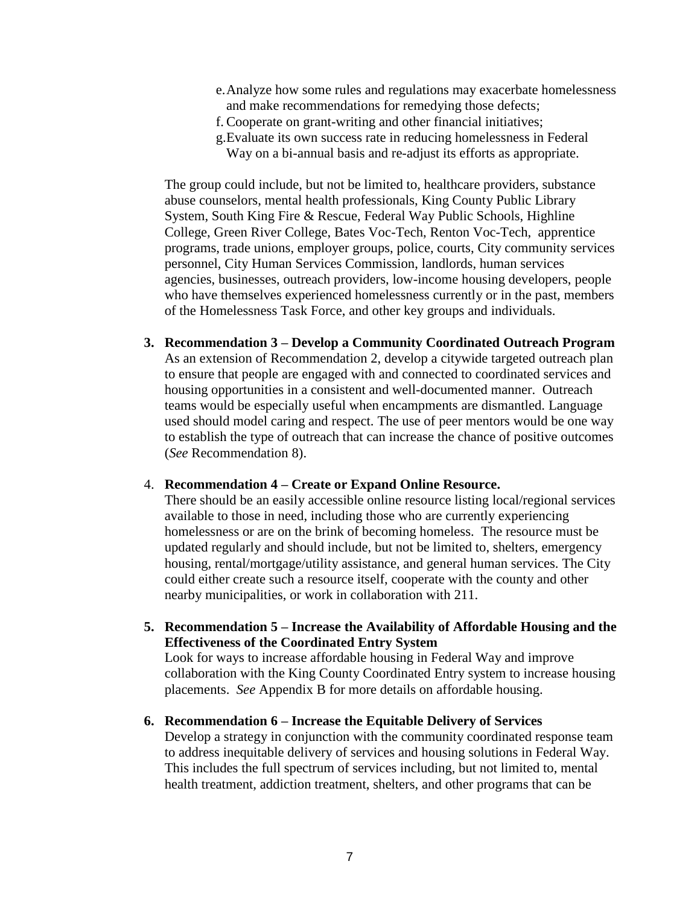e. Analyze how some rules and regulations may exacerbate homelessness and make recommendations for remedying those defects;
f. Cooperate on grant-writing and other financial initiatives;
g. Evaluate its own success rate in reducing homelessness in Federal Way on a bi-annual basis and re-adjust its efforts as appropriate.

The group could include, but not be limited to, healthcare providers, substance abuse counselors, mental health professionals, King County Public Library System, South King Fire & Rescue, Federal Way Public Schools, Highline College, Green River College, Bates Voc-Tech, Renton Voc-Tech, apprentice programs, trade unions, employer groups, police, courts, City community services personnel, City Human Services Commission, landlords, human services agencies, businesses, outreach providers, low-income housing developers, people who have themselves experienced homelessness currently or in the past, members of the Homelessness Task Force, and other key groups and individuals.

3. **Recommendation 3 – Develop a Community Coordinated Outreach Program**
   As an extension of Recommendation 2, develop a citywide targeted outreach plan to ensure that people are engaged with and connected to coordinated services and housing opportunities in a consistent and well-documented manner. Outreach teams would be especially useful when encampments are dismantled. Language used should model caring and respect. The use of peer mentors would be one way to establish the type of outreach that can increase the chance of positive outcomes (*See* Recommendation 8).

4. **Recommendation 4 – Create or Expand Online Resource.**
   There should be an easily accessible online resource listing local/regional services available to those in need, including those who are currently experiencing homelessness or are on the brink of becoming homeless. The resource must be updated regularly and should include, but not be limited to, shelters, emergency housing, rental/mortgage/utility assistance, and general human services. The City could either create such a resource itself, cooperate with the county and other nearby municipalities, or work in collaboration with 211.

5. **Recommendation 5 – Increase the Availability of Affordable Housing and the Effectiveness of the Coordinated Entry System**
   Look for ways to increase affordable housing in Federal Way and improve collaboration with the King County Coordinated Entry system to increase housing placements. *See* Appendix B for more details on affordable housing.

6. **Recommendation 6 – Increase the Equitable Delivery of Services**
   Develop a strategy in conjunction with the community coordinated response team to address inequitable delivery of services and housing solutions in Federal Way. This includes the full spectrum of services including, but not limited to, mental health treatment, addiction treatment, shelters, and other programs that can be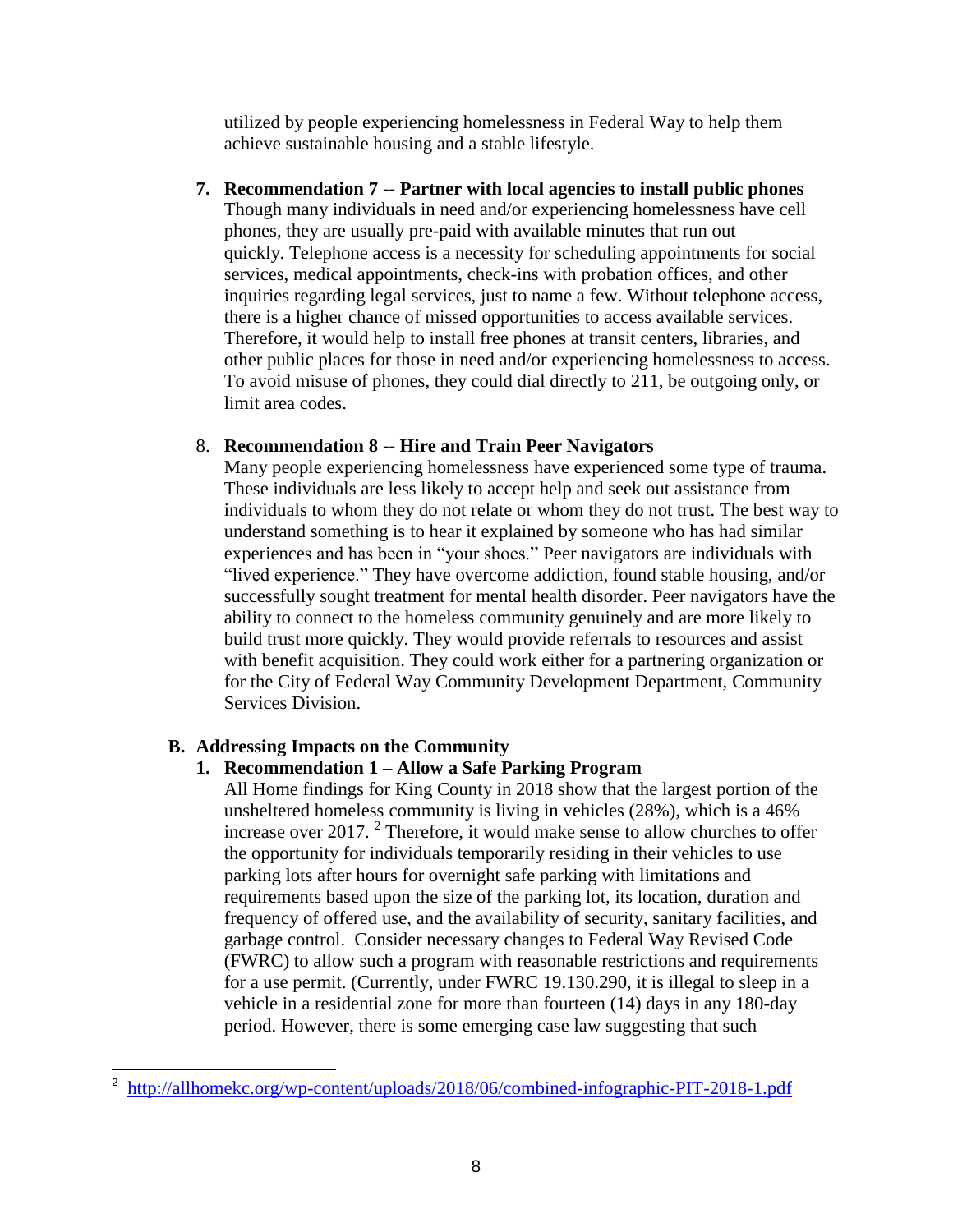utilized by people experiencing homelessness in Federal Way to help them achieve sustainable housing and a stable lifestyle.

7. **Recommendation 7 -- Partner with local agencies to install public phones**
   Though many individuals in need and/or experiencing homelessness have cell phones, they are usually pre-paid with available minutes that run out quickly. Telephone access is a necessity for scheduling appointments for social services, medical appointments, check-ins with probation offices, and other inquiries regarding legal services, just to name a few. Without telephone access, there is a higher chance of missed opportunities to access available services. Therefore, it would help to install free phones at transit centers, libraries, and other public places for those in need and/or experiencing homelessness to access. To avoid misuse of phones, they could dial directly to 211, be outgoing only, or limit area codes.

8. **Recommendation 8 -- Hire and Train Peer Navigators**
   Many people experiencing homelessness have experienced some type of trauma. These individuals are less likely to accept help and seek out assistance from individuals to whom they do not relate or whom they do not trust. The best way to understand something is to hear it explained by someone who has had similar experiences and has been in "your shoes." Peer navigators are individuals with "lived experience." They have overcome addiction, found stable housing, and/or successfully sought treatment for mental health disorder. Peer navigators have the ability to connect to the homeless community genuinely and are more likely to build trust more quickly. They would provide referrals to resources and assist with benefit acquisition. They could work either for a partnering organization or for the City of Federal Way Community Development Department, Community Services Division.

### B. Addressing Impacts on the Community

1. **Recommendation 1 – Allow a Safe Parking Program**
   All Home findings for King County in 2018 show that the largest portion of the unsheltered homeless community is living in vehicles (28%), which is a 46% increase over 2017. [2] Therefore, it would make sense to allow churches to offer the opportunity for individuals temporarily residing in their vehicles to use parking lots after hours for overnight safe parking with limitations and requirements based upon the size of the parking lot, its location, duration and frequency of offered use, and the availability of security, sanitary facilities, and garbage control. Consider necessary changes to Federal Way Revised Code (FWRC) to allow such a program with reasonable restrictions and requirements for a use permit. (Currently, under FWRC 19.130.290, it is illegal to sleep in a vehicle in a residential zone for more than fourteen (14) days in any 180-day period. However, there is some emerging case law suggesting that such

---

[2] http://allhomekc.org/wp-content/uploads/2018/06/combined-infographic-PIT-2018-1.pdf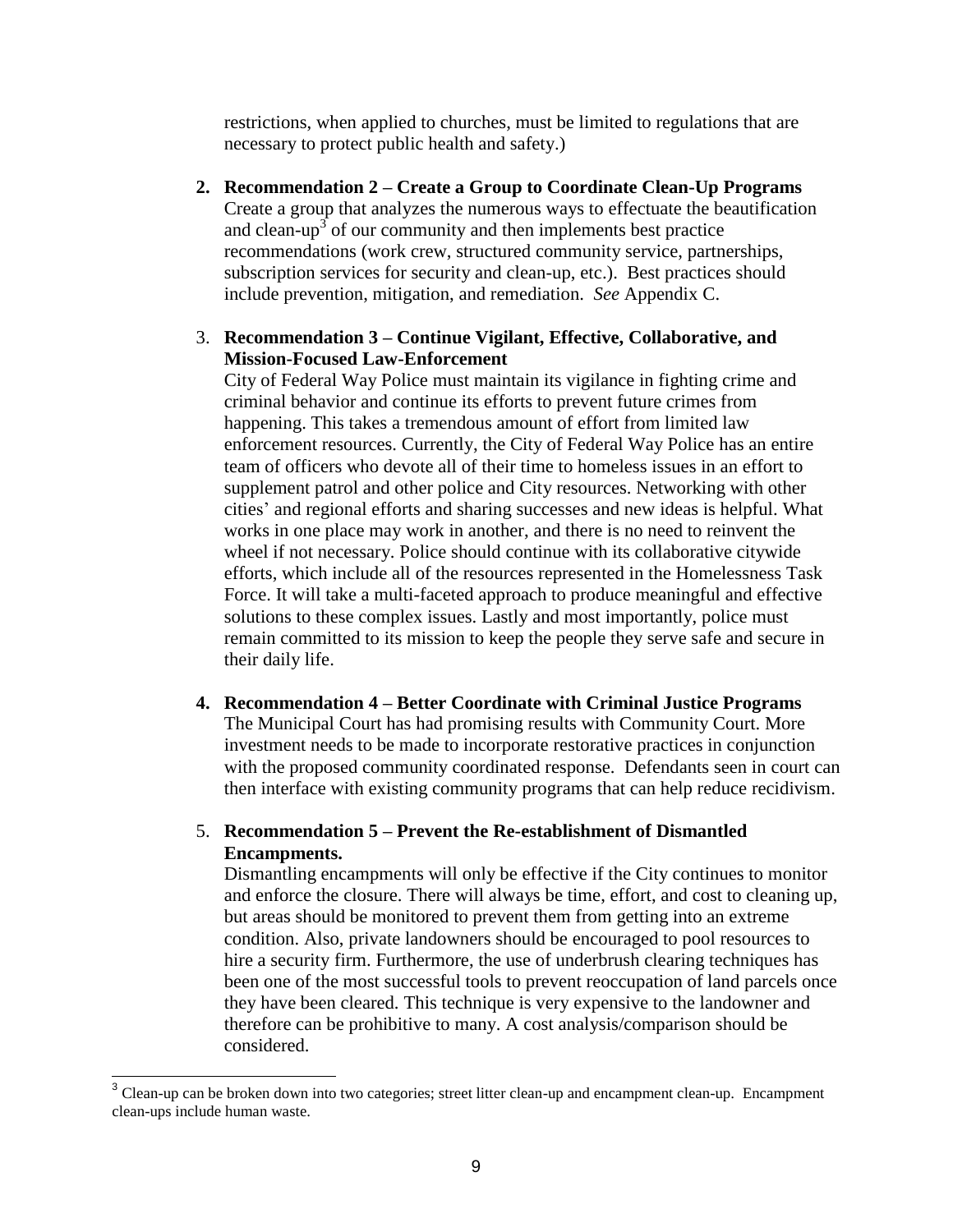restrictions, when applied to churches, must be limited to regulations that are necessary to protect public health and safety.)

2. **Recommendation 2 – Create a Group to Coordinate Clean-Up Programs**
   Create a group that analyzes the numerous ways to effectuate the beautification and clean-up[3] of our community and then implements best practice recommendations (work crew, structured community service, partnerships, subscription services for security and clean-up, etc.). Best practices should include prevention, mitigation, and remediation. *See* Appendix C.

3. **Recommendation 3 – Continue Vigilant, Effective, Collaborative, and Mission-Focused Law-Enforcement**
   City of Federal Way Police must maintain its vigilance in fighting crime and criminal behavior and continue its efforts to prevent future crimes from happening. This takes a tremendous amount of effort from limited law enforcement resources. Currently, the City of Federal Way Police has an entire team of officers who devote all of their time to homeless issues in an effort to supplement patrol and other police and City resources. Networking with other cities' and regional efforts and sharing successes and new ideas is helpful. What works in one place may work in another, and there is no need to reinvent the wheel if not necessary. Police should continue with its collaborative citywide efforts, which include all of the resources represented in the Homelessness Task Force. It will take a multi-faceted approach to produce meaningful and effective solutions to these complex issues. Lastly and most importantly, police must remain committed to its mission to keep the people they serve safe and secure in their daily life.

4. **Recommendation 4 – Better Coordinate with Criminal Justice Programs**
   The Municipal Court has had promising results with Community Court. More investment needs to be made to incorporate restorative practices in conjunction with the proposed community coordinated response. Defendants seen in court can then interface with existing community programs that can help reduce recidivism.

5. **Recommendation 5 – Prevent the Re-establishment of Dismantled Encampments.**
   Dismantling encampments will only be effective if the City continues to monitor and enforce the closure. There will always be time, effort, and cost to cleaning up, but areas should be monitored to prevent them from getting into an extreme condition. Also, private landowners should be encouraged to pool resources to hire a security firm. Furthermore, the use of underbrush clearing techniques has been one of the most successful tools to prevent reoccupation of land parcels once they have been cleared. This technique is very expensive to the landowner and therefore can be prohibitive to many. A cost analysis/comparison should be considered.

---

[3] Clean-up can be broken down into two categories; street litter clean-up and encampment clean-up. Encampment clean-ups include human waste.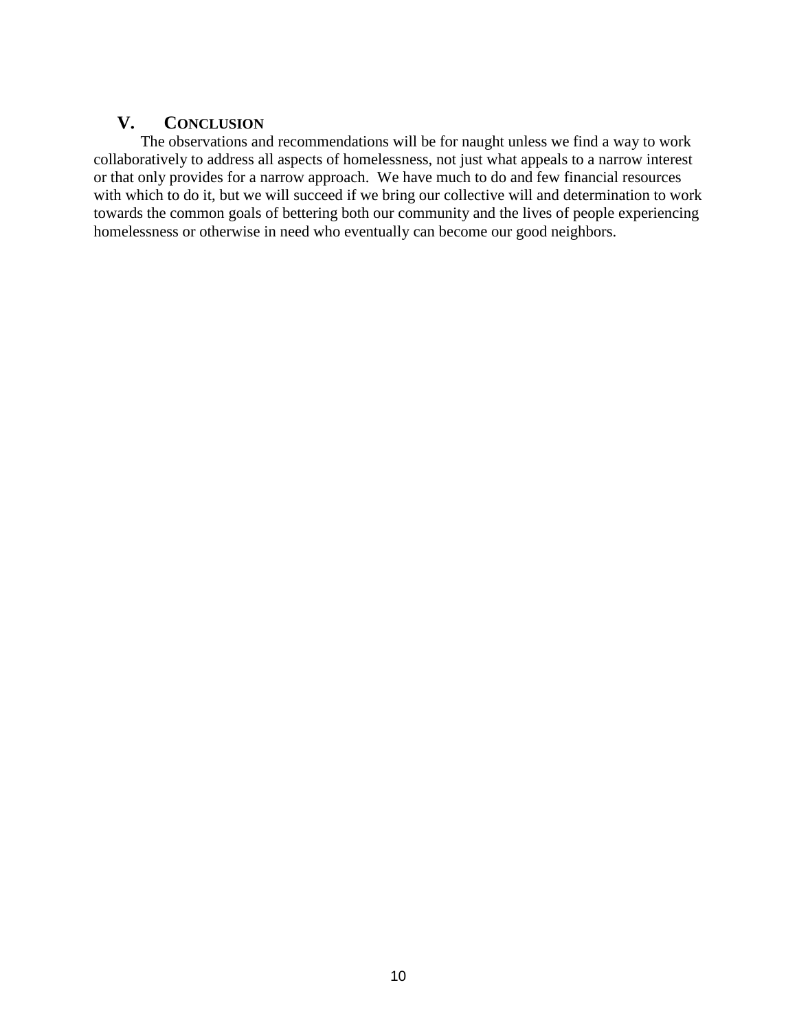## V. Conclusion

The observations and recommendations will be for naught unless we find a way to work collaboratively to address all aspects of homelessness, not just what appeals to a narrow interest or that only provides for a narrow approach. We have much to do and few financial resources with which to do it, but we will succeed if we bring our collective will and determination to work towards the common goals of bettering both our community and the lives of people experiencing homelessness or otherwise in need who eventually can become our good neighbors.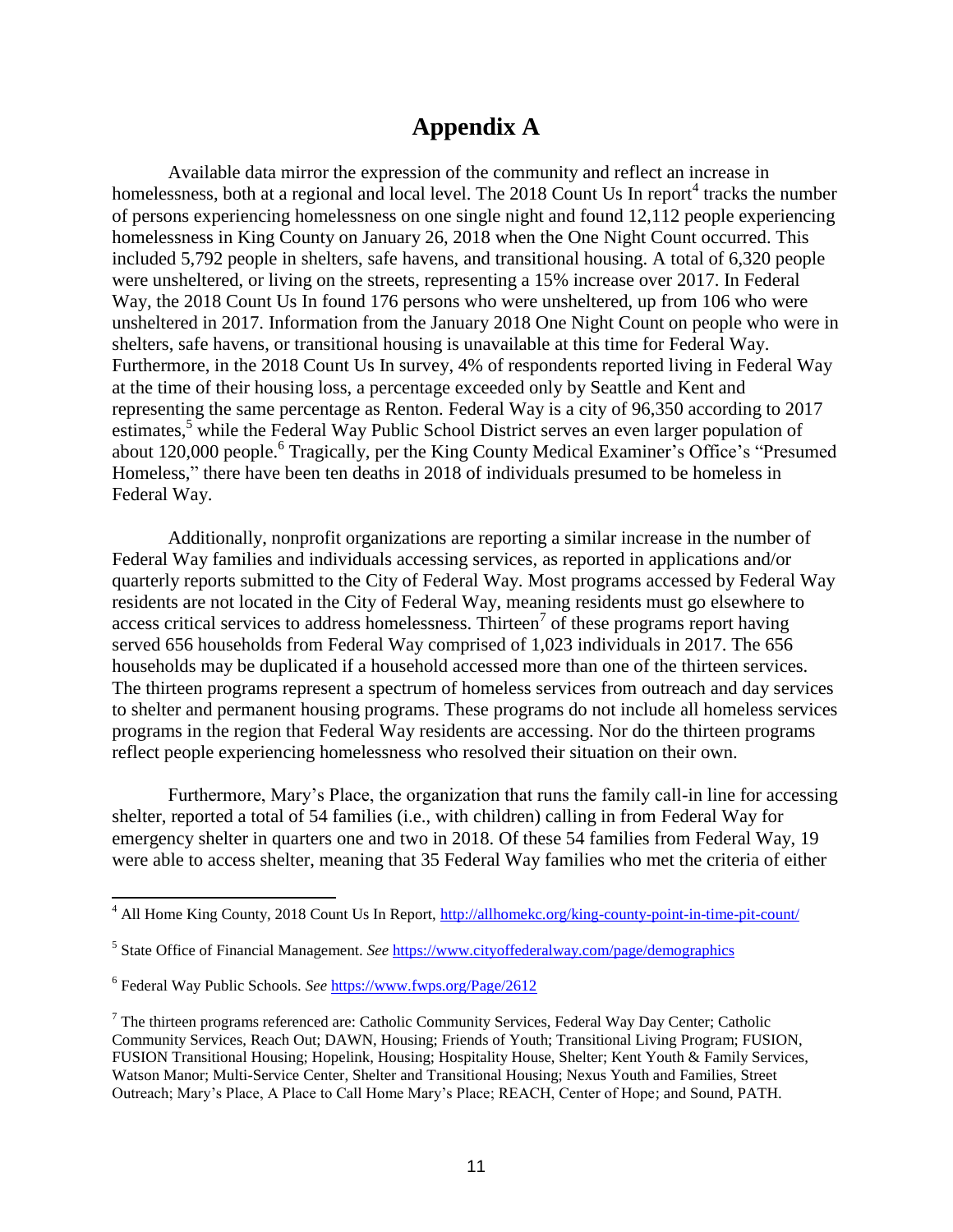# Appendix A

Available data mirror the expression of the community and reflect an increase in homelessness, both at a regional and local level. The 2018 Count Us In report[4] tracks the number of persons experiencing homelessness on one single night and found 12,112 people experiencing homelessness in King County on January 26, 2018 when the One Night Count occurred. This included 5,792 people in shelters, safe havens, and transitional housing. A total of 6,320 people were unsheltered, or living on the streets, representing a 15% increase over 2017. In Federal Way, the 2018 Count Us In found 176 persons who were unsheltered, up from 106 who were unsheltered in 2017. Information from the January 2018 One Night Count on people who were in shelters, safe havens, or transitional housing is unavailable at this time for Federal Way. Furthermore, in the 2018 Count Us In survey, 4% of respondents reported living in Federal Way at the time of their housing loss, a percentage exceeded only by Seattle and Kent and representing the same percentage as Renton. Federal Way is a city of 96,350 according to 2017 estimates,[5] while the Federal Way Public School District serves an even larger population of about 120,000 people.[6] Tragically, per the King County Medical Examiner's Office's "Presumed Homeless," there have been ten deaths in 2018 of individuals presumed to be homeless in Federal Way.

Additionally, nonprofit organizations are reporting a similar increase in the number of Federal Way families and individuals accessing services, as reported in applications and/or quarterly reports submitted to the City of Federal Way. Most programs accessed by Federal Way residents are not located in the City of Federal Way, meaning residents must go elsewhere to access critical services to address homelessness. Thirteen[7] of these programs report having served 656 households from Federal Way comprised of 1,023 individuals in 2017. The 656 households may be duplicated if a household accessed more than one of the thirteen services. The thirteen programs represent a spectrum of homeless services from outreach and day services to shelter and permanent housing programs. These programs do not include all homeless services programs in the region that Federal Way residents are accessing. Nor do the thirteen programs reflect people experiencing homelessness who resolved their situation on their own.

Furthermore, Mary's Place, the organization that runs the family call-in line for accessing shelter, reported a total of 54 families (i.e., with children) calling in from Federal Way for emergency shelter in quarters one and two in 2018. Of these 54 families from Federal Way, 19 were able to access shelter, meaning that 35 Federal Way families who met the criteria of either

---

[4] All Home King County, 2018 Count Us In Report, http://allhomekc.org/king-county-point-in-time-pit-count/

[5] State Office of Financial Management. *See* https://www.cityoffederalway.com/page/demographics

[6] Federal Way Public Schools. *See* https://www.fwps.org/Page/2612

[7] The thirteen programs referenced are: Catholic Community Services, Federal Way Day Center; Catholic Community Services, Reach Out; DAWN, Housing; Friends of Youth; Transitional Living Program; FUSION, FUSION Transitional Housing; Hopelink, Housing; Hospitality House, Shelter; Kent Youth & Family Services, Watson Manor; Multi-Service Center, Shelter and Transitional Housing; Nexus Youth and Families, Street Outreach; Mary's Place, A Place to Call Home Mary's Place; REACH, Center of Hope; and Sound, PATH.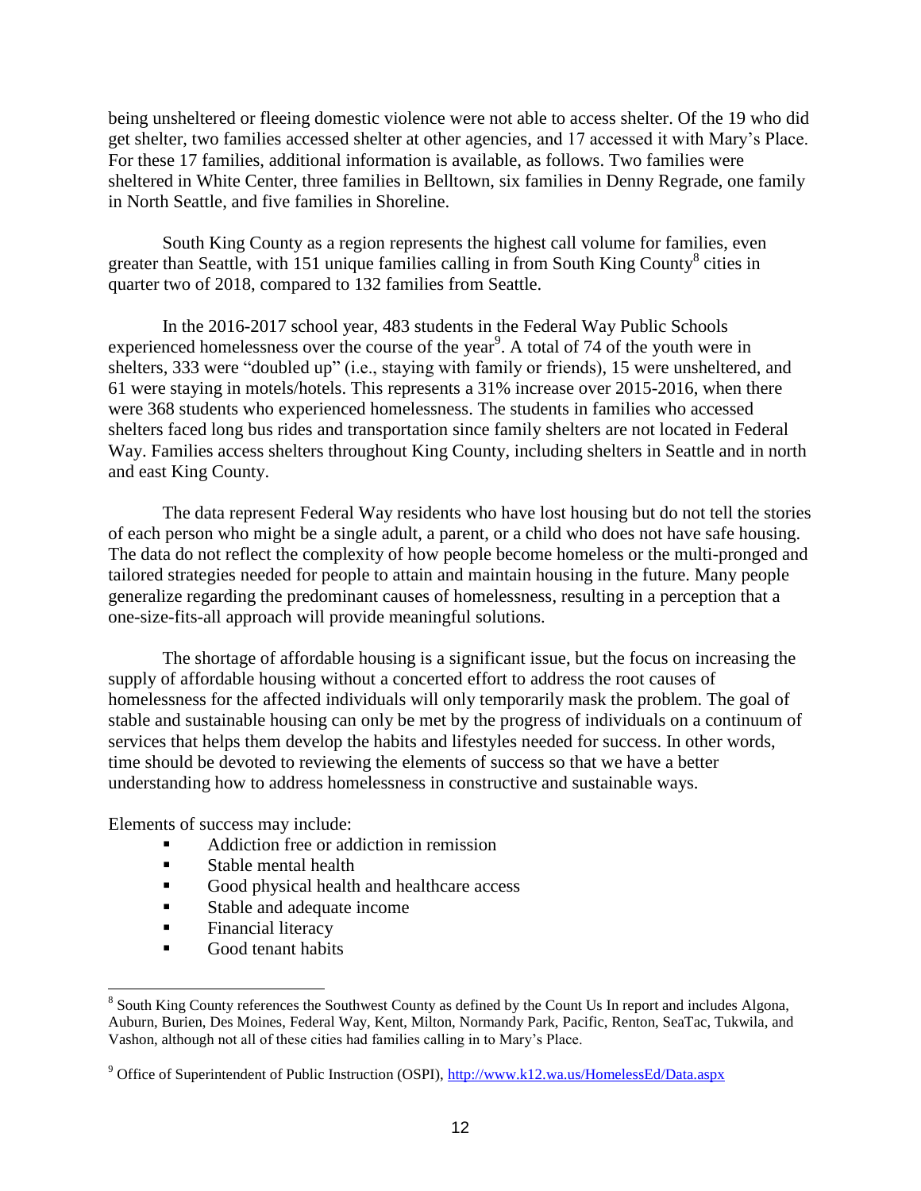being unsheltered or fleeing domestic violence were not able to access shelter. Of the 19 who did get shelter, two families accessed shelter at other agencies, and 17 accessed it with Mary's Place. For these 17 families, additional information is available, as follows. Two families were sheltered in White Center, three families in Belltown, six families in Denny Regrade, one family in North Seattle, and five families in Shoreline.

South King County as a region represents the highest call volume for families, even greater than Seattle, with 151 unique families calling in from South King County[8] cities in quarter two of 2018, compared to 132 families from Seattle.

In the 2016-2017 school year, 483 students in the Federal Way Public Schools experienced homelessness over the course of the year[9]. A total of 74 of the youth were in shelters, 333 were "doubled up" (i.e., staying with family or friends), 15 were unsheltered, and 61 were staying in motels/hotels. This represents a 31% increase over 2015-2016, when there were 368 students who experienced homelessness. The students in families who accessed shelters faced long bus rides and transportation since family shelters are not located in Federal Way. Families access shelters throughout King County, including shelters in Seattle and in north and east King County.

The data represent Federal Way residents who have lost housing but do not tell the stories of each person who might be a single adult, a parent, or a child who does not have safe housing. The data do not reflect the complexity of how people become homeless or the multi-pronged and tailored strategies needed for people to attain and maintain housing in the future. Many people generalize regarding the predominant causes of homelessness, resulting in a perception that a one-size-fits-all approach will provide meaningful solutions.

The shortage of affordable housing is a significant issue, but the focus on increasing the supply of affordable housing without a concerted effort to address the root causes of homelessness for the affected individuals will only temporarily mask the problem. The goal of stable and sustainable housing can only be met by the progress of individuals on a continuum of services that helps them develop the habits and lifestyles needed for success. In other words, time should be devoted to reviewing the elements of success so that we have a better understanding how to address homelessness in constructive and sustainable ways.

Elements of success may include:

- Addiction free or addiction in remission
- Stable mental health
- Good physical health and healthcare access
- Stable and adequate income
- Financial literacy
- Good tenant habits

---

[8] South King County references the Southwest County as defined by the Count Us In report and includes Algona, Auburn, Burien, Des Moines, Federal Way, Kent, Milton, Normandy Park, Pacific, Renton, SeaTac, Tukwila, and Vashon, although not all of these cities had families calling in to Mary's Place.

[9] Office of Superintendent of Public Instruction (OSPI), http://www.k12.wa.us/HomelessEd/Data.aspx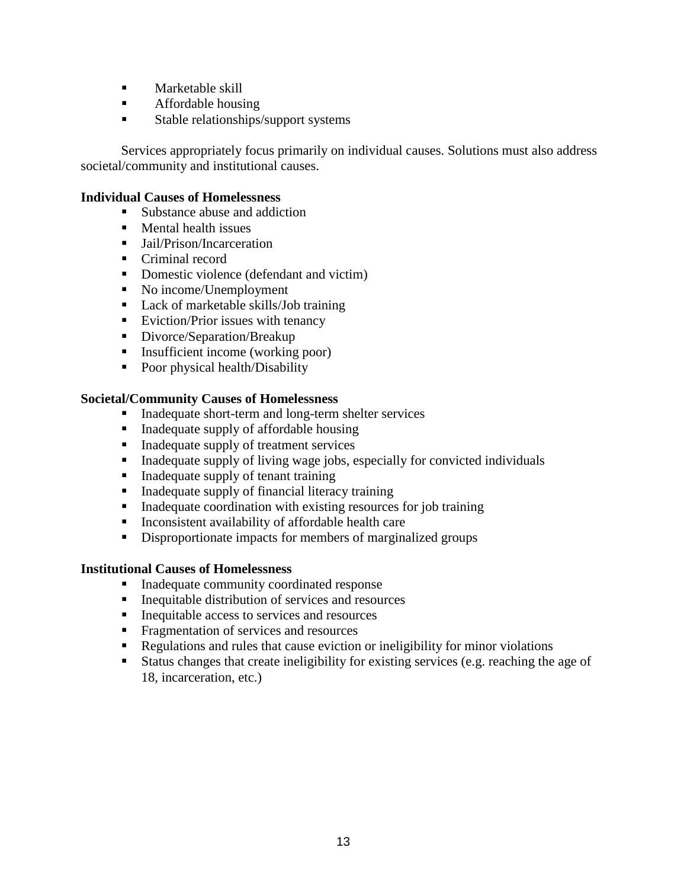- Marketable skill
- Affordable housing
- Stable relationships/support systems

Services appropriately focus primarily on individual causes. Solutions must also address societal/community and institutional causes.

**Individual Causes of Homelessness**

- Substance abuse and addiction
- Mental health issues
- Jail/Prison/Incarceration
- Criminal record
- Domestic violence (defendant and victim)
- No income/Unemployment
- Lack of marketable skills/Job training
- Eviction/Prior issues with tenancy
- Divorce/Separation/Breakup
- Insufficient income (working poor)
- Poor physical health/Disability

**Societal/Community Causes of Homelessness**

- Inadequate short-term and long-term shelter services
- Inadequate supply of affordable housing
- Inadequate supply of treatment services
- Inadequate supply of living wage jobs, especially for convicted individuals
- Inadequate supply of tenant training
- Inadequate supply of financial literacy training
- Inadequate coordination with existing resources for job training
- Inconsistent availability of affordable health care
- Disproportionate impacts for members of marginalized groups

**Institutional Causes of Homelessness**

- Inadequate community coordinated response
- Inequitable distribution of services and resources
- Inequitable access to services and resources
- Fragmentation of services and resources
- Regulations and rules that cause eviction or ineligibility for minor violations
- Status changes that create ineligibility for existing services (e.g. reaching the age of 18, incarceration, etc.)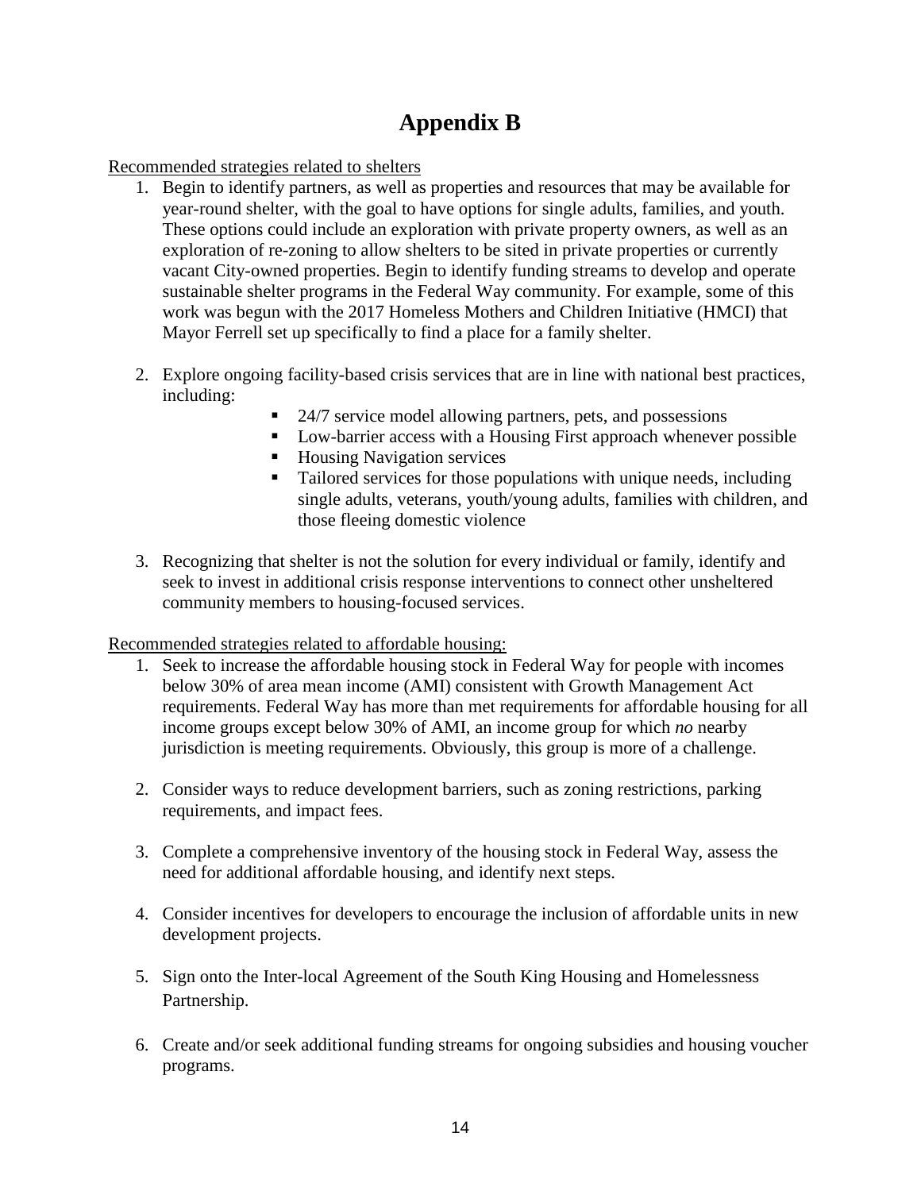# Appendix B

Recommended strategies related to shelters

1. Begin to identify partners, as well as properties and resources that may be available for year-round shelter, with the goal to have options for single adults, families, and youth. These options could include an exploration with private property owners, as well as an exploration of re-zoning to allow shelters to be sited in private properties or currently vacant City-owned properties. Begin to identify funding streams to develop and operate sustainable shelter programs in the Federal Way community. For example, some of this work was begun with the 2017 Homeless Mothers and Children Initiative (HMCI) that Mayor Ferrell set up specifically to find a place for a family shelter.

2. Explore ongoing facility-based crisis services that are in line with national best practices, including:
   - 24/7 service model allowing partners, pets, and possessions
   - Low-barrier access with a Housing First approach whenever possible
   - Housing Navigation services
   - Tailored services for those populations with unique needs, including single adults, veterans, youth/young adults, families with children, and those fleeing domestic violence

3. Recognizing that shelter is not the solution for every individual or family, identify and seek to invest in additional crisis response interventions to connect other unsheltered community members to housing-focused services.

Recommended strategies related to affordable housing:

1. Seek to increase the affordable housing stock in Federal Way for people with incomes below 30% of area mean income (AMI) consistent with Growth Management Act requirements. Federal Way has more than met requirements for affordable housing for all income groups except below 30% of AMI, an income group for which *no* nearby jurisdiction is meeting requirements. Obviously, this group is more of a challenge.

2. Consider ways to reduce development barriers, such as zoning restrictions, parking requirements, and impact fees.

3. Complete a comprehensive inventory of the housing stock in Federal Way, assess the need for additional affordable housing, and identify next steps.

4. Consider incentives for developers to encourage the inclusion of affordable units in new development projects.

5. Sign onto the Inter-local Agreement of the South King Housing and Homelessness Partnership.

6. Create and/or seek additional funding streams for ongoing subsidies and housing voucher programs.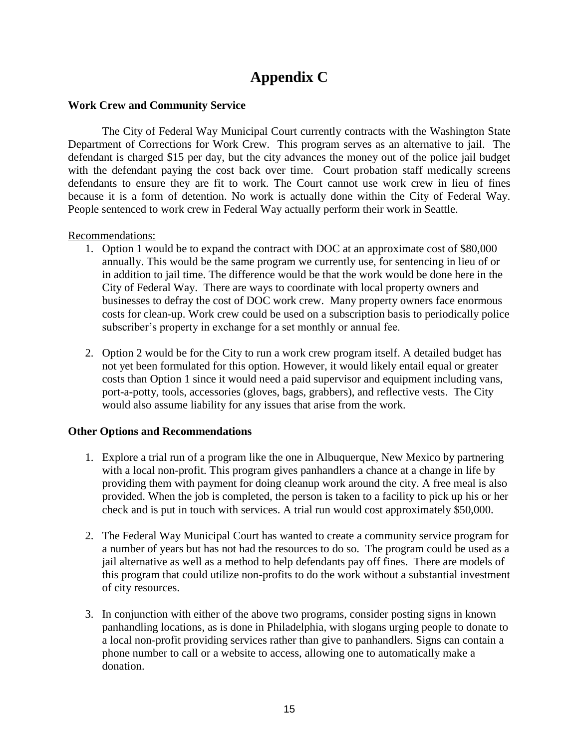# Appendix C

**Work Crew and Community Service**

The City of Federal Way Municipal Court currently contracts with the Washington State Department of Corrections for Work Crew. This program serves as an alternative to jail. The defendant is charged $15 per day, but the city advances the money out of the police jail budget with the defendant paying the cost back over time. Court probation staff medically screens defendants to ensure they are fit to work. The Court cannot use work crew in lieu of fines because it is a form of detention. No work is actually done within the City of Federal Way. People sentenced to work crew in Federal Way actually perform their work in Seattle.

Recommendations:

1. Option 1 would be to expand the contract with DOC at an approximate cost of $80,000 annually. This would be the same program we currently use, for sentencing in lieu of or in addition to jail time. The difference would be that the work would be done here in the City of Federal Way. There are ways to coordinate with local property owners and businesses to defray the cost of DOC work crew. Many property owners face enormous costs for clean-up. Work crew could be used on a subscription basis to periodically police subscriber's property in exchange for a set monthly or annual fee.

2. Option 2 would be for the City to run a work crew program itself. A detailed budget has not yet been formulated for this option. However, it would likely entail equal or greater costs than Option 1 since it would need a paid supervisor and equipment including vans, port-a-potty, tools, accessories (gloves, bags, grabbers), and reflective vests. The City would also assume liability for any issues that arise from the work.

**Other Options and Recommendations**

1. Explore a trial run of a program like the one in Albuquerque, New Mexico by partnering with a local non-profit. This program gives panhandlers a chance at a change in life by providing them with payment for doing cleanup work around the city. A free meal is also provided. When the job is completed, the person is taken to a facility to pick up his or her check and is put in touch with services. A trial run would cost approximately $50,000.

2. The Federal Way Municipal Court has wanted to create a community service program for a number of years but has not had the resources to do so. The program could be used as a jail alternative as well as a method to help defendants pay off fines. There are models of this program that could utilize non-profits to do the work without a substantial investment of city resources.

3. In conjunction with either of the above two programs, consider posting signs in known panhandling locations, as is done in Philadelphia, with slogans urging people to donate to a local non-profit providing services rather than give to panhandlers. Signs can contain a phone number to call or a website to access, allowing one to automatically make a donation.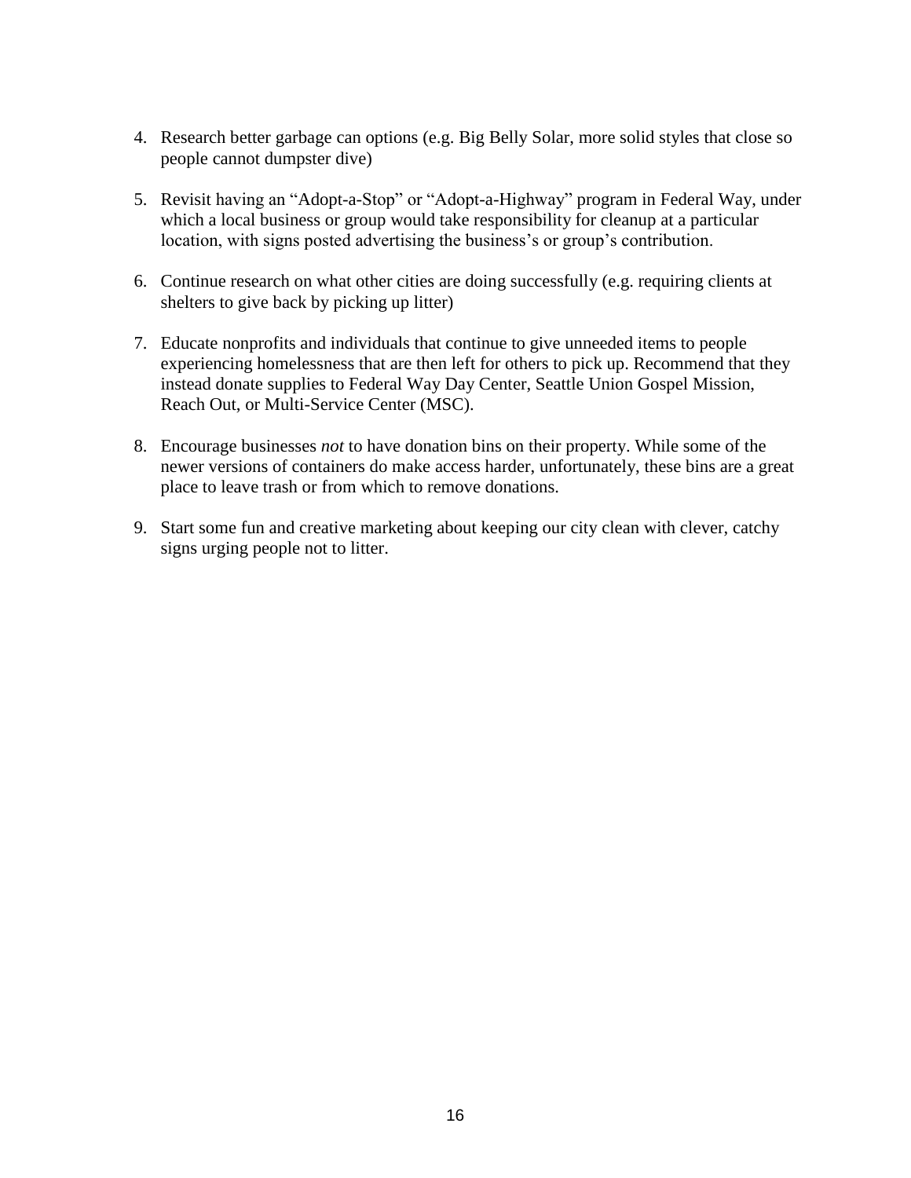4. Research better garbage can options (e.g. Big Belly Solar, more solid styles that close so people cannot dumpster dive)

5. Revisit having an "Adopt-a-Stop" or "Adopt-a-Highway" program in Federal Way, under which a local business or group would take responsibility for cleanup at a particular location, with signs posted advertising the business's or group's contribution.

6. Continue research on what other cities are doing successfully (e.g. requiring clients at shelters to give back by picking up litter)

7. Educate nonprofits and individuals that continue to give unneeded items to people experiencing homelessness that are then left for others to pick up. Recommend that they instead donate supplies to Federal Way Day Center, Seattle Union Gospel Mission, Reach Out, or Multi-Service Center (MSC).

8. Encourage businesses *not* to have donation bins on their property. While some of the newer versions of containers do make access harder, unfortunately, these bins are a great place to leave trash or from which to remove donations.

9. Start some fun and creative marketing about keeping our city clean with clever, catchy signs urging people not to litter.